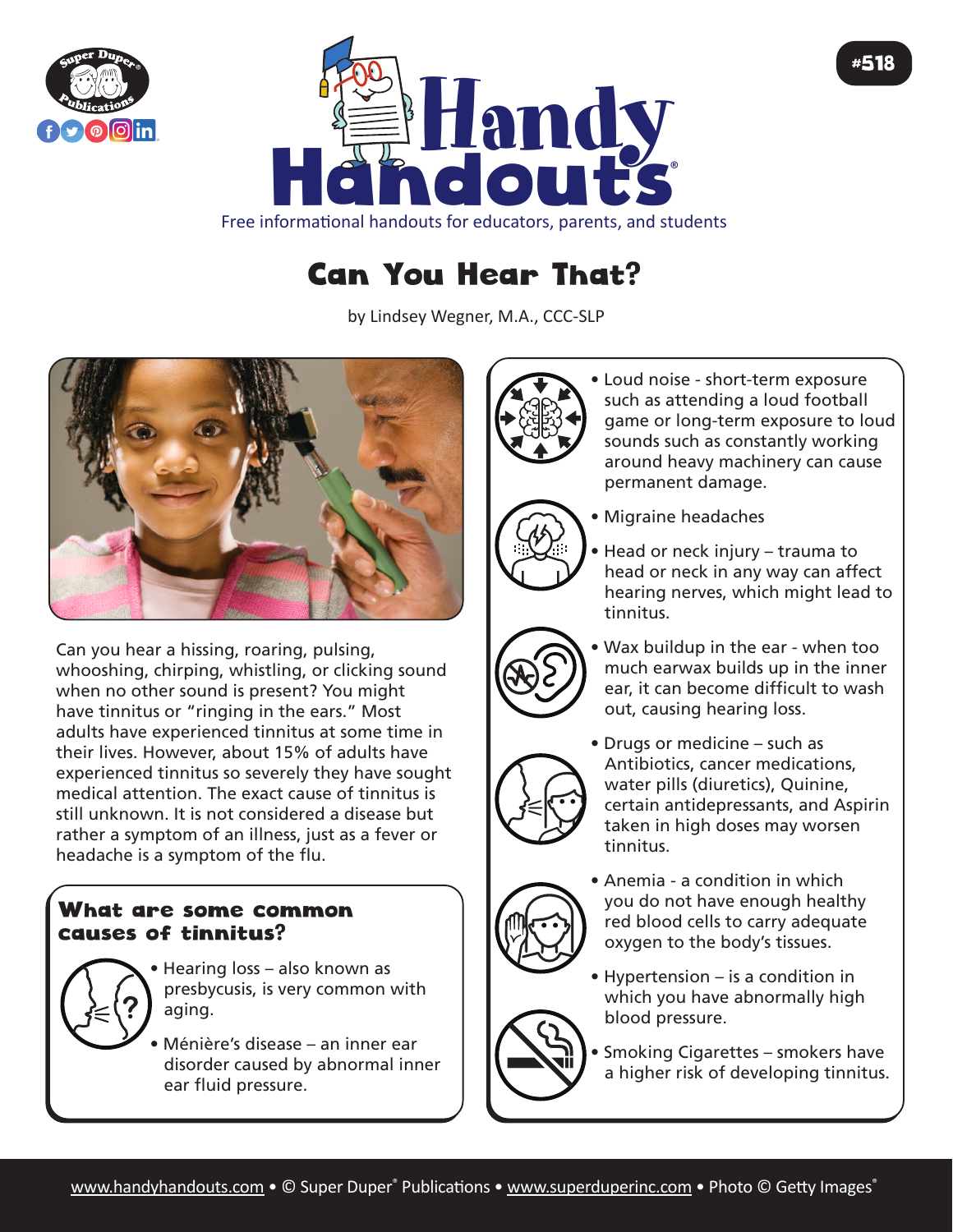Free informational handouts for educators, parents, and students

#518

# Can You Hear That?

by Lindsey Wegner, M.A., CCC-SLP

Can you hear a hissing, roaring, pulsing, whooshing, chirping, whistling, or clicking sound when no other sound is present? You might have tinnitus or "ringing in the ears." Most adults have experienced tinnitus at some time in their lives. However, about 15% of adults have experienced tinnitus so severely they have sought medical attention. The exact cause of tinnitus is still unknown. It is not considered a disease but rather a symptom of an illness, just as a fever or headache is a symptom of the flu.

## What are some common causes of tinnitus?

- Hearing loss – also known as presbycusis, is very common with aging.
- Ménière's disease – an inner ear disorder caused by abnormal inner ear fluid pressure.
- Loud noise - short-term exposure such as attending a loud football game or long-term exposure to loud sounds such as constantly working around heavy machinery can cause permanent damage.
- Migraine headaches
- Head or neck injury – trauma to head or neck in any way can affect hearing nerves, which might lead to tinnitus.
- Wax buildup in the ear - when too much earwax builds up in the inner ear, it can become difficult to wash out, causing hearing loss.
- Drugs or medicine – such as Antibiotics, cancer medications, water pills (diuretics), Quinine, certain antidepressants, and Aspirin taken in high doses may worsen tinnitus.
- Anemia - a condition in which you do not have enough healthy red blood cells to carry adequate oxygen to the body's tissues.
- Hypertension – is a condition in which you have abnormally high blood pressure.
- Smoking Cigarettes – smokers have a higher risk of developing tinnitus.

www.handyhandouts.com • © Super Duper® Publications • www.superduperinc.com • Photo © Getty Images®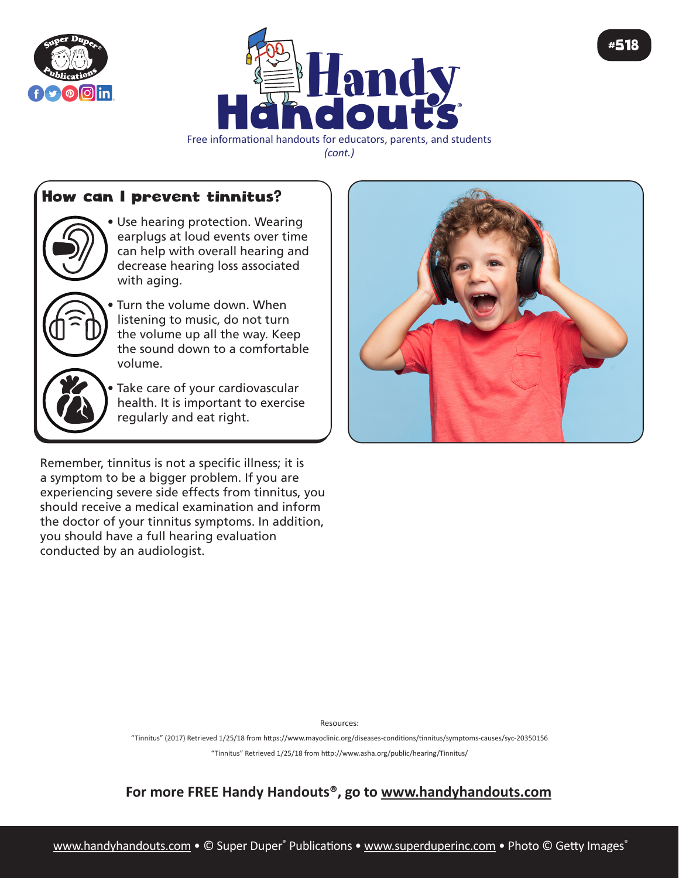(cont.)

## How can I prevent tinnitus?

- Use hearing protection. Wearing earplugs at loud events over time can help with overall hearing and decrease hearing loss associated with aging.
- Turn the volume down. When listening to music, do not turn the volume up all the way. Keep the sound down to a comfortable volume.
- Take care of your cardiovascular health. It is important to exercise regularly and eat right.

Remember, tinnitus is not a specific illness; it is a symptom to be a bigger problem. If you are experiencing severe side effects from tinnitus, you should receive a medical examination and inform the doctor of your tinnitus symptoms. In addition, you should have a full hearing evaluation conducted by an audiologist.

Resources:

"Tinnitus" (2017) Retrieved 1/25/18 from https://www.mayoclinic.org/diseases-conditions/tinnitus/symptoms-causes/syc-20350156

"Tinnitus" Retrieved 1/25/18 from http://www.asha.org/public/hearing/Tinnitus/

**For more FREE Handy Handouts®, go to www.handyhandouts.com**

www.handyhandouts.com • © Super Duper® Publications • www.superduperinc.com • Photo © Getty Images®